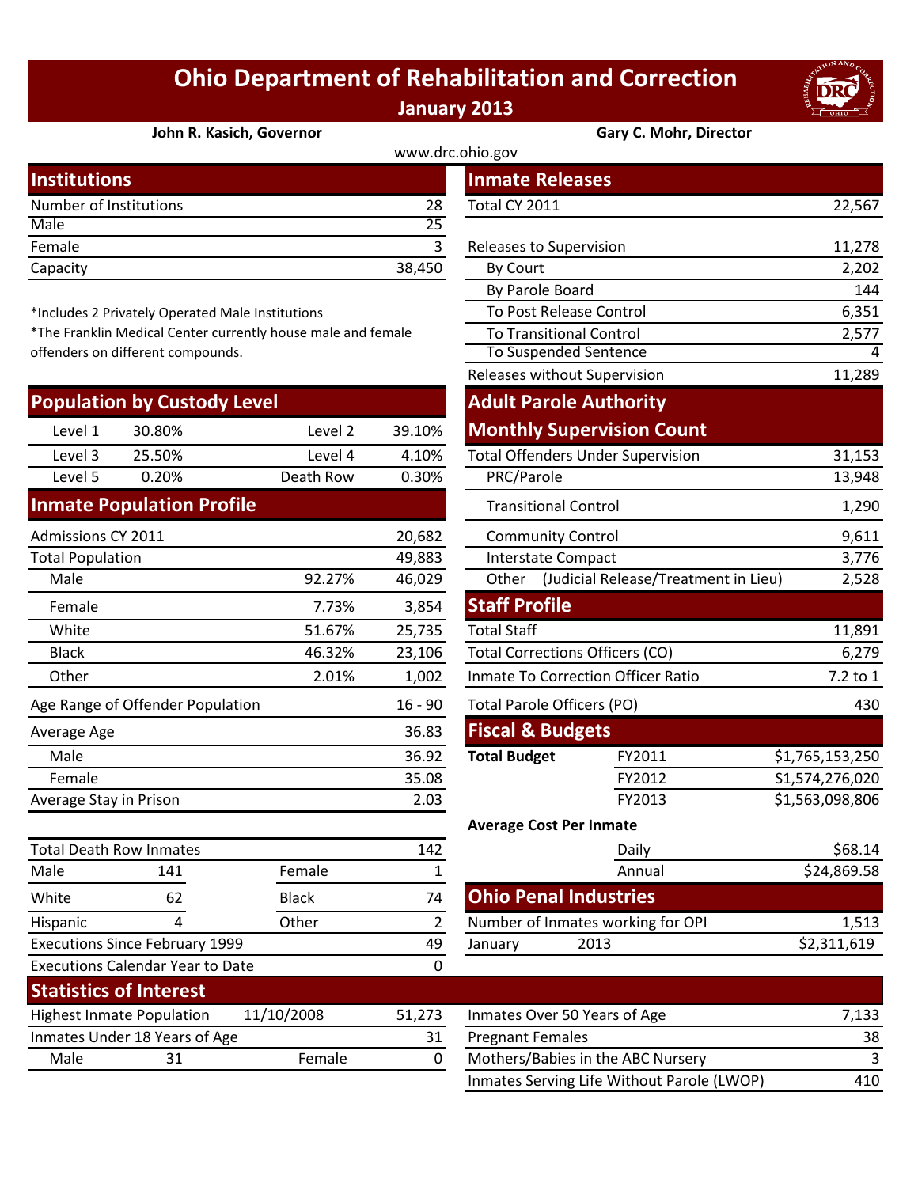# Ohio Department of Rehabilitation and Correction

**January 2013**

**John R. Kasich, Governor** | **Gary C. Mohr, Director**

www.drc.ohio.gov

## Institutions

| | |
|---|---|
| Number of Institutions | 28 |
| Male | 25 |
| Female | 3 |
| Capacity | 38,450 |

*Includes 2 Privately Operated Male Institutions
*The Franklin Medical Center currently house male and female offenders on different compounds.

## Population by Custody Level

| | | | |
|---|---|---|---|
| Level 1 | 30.80% | Level 2 | 39.10% |
| Level 3 | 25.50% | Level 4 | 4.10% |
| Level 5 | 0.20% | Death Row | 0.30% |

## Inmate Population Profile

| | | |
|---|---|---|
| Admissions CY 2011 | | 20,682 |
| Total Population | | 49,883 |
| Male | 92.27% | 46,029 |
| Female | 7.73% | 3,854 |
| White | 51.67% | 25,735 |
| Black | 46.32% | 23,106 |
| Other | 2.01% | 1,002 |
| Age Range of Offender Population | | 16 - 90 |
| Average Age | | 36.83 |
| Male | | 36.92 |
| Female | | 35.08 |
| Average Stay in Prison | | 2.03 |

| | | | |
|---|---|---|---|
| Total Death Row Inmates | | | 142 |
| Male | 141 | Female | 1 |
| White | 62 | Black | 74 |
| Hispanic | 4 | Other | 2 |
| Executions Since February 1999 | | | 49 |
| Executions Calendar Year to Date | | | 0 |

## Inmate Releases

| | |
|---|---|
| Total CY 2011 | 22,567 |
| Releases to Supervision | 11,278 |
| By Court | 2,202 |
| By Parole Board | 144 |
| To Post Release Control | 6,351 |
| To Transitional Control | 2,577 |
| To Suspended Sentence | 4 |
| Releases without Supervision | 11,289 |

## Adult Parole Authority Monthly Supervision Count

| | |
|---|---|
| Total Offenders Under Supervision | 31,153 |
| PRC/Parole | 13,948 |
| Transitional Control | 1,290 |
| Community Control | 9,611 |
| Interstate Compact | 3,776 |
| Other (Judicial Release/Treatment in Lieu) | 2,528 |

## Staff Profile

| | |
|---|---|
| Total Staff | 11,891 |
| Total Corrections Officers (CO) | 6,279 |
| Inmate To Correction Officer Ratio | 7.2 to 1 |
| Total Parole Officers (PO) | 430 |

## Fiscal & Budgets

| | | |
|---|---|---|
| **Total Budget** | FY2011 | $1,765,153,250 |
| | FY2012 | $1,574,276,020 |
| | FY2013 | $1,563,098,806 |

**Average Cost Per Inmate**

| | |
|---|---|
| Daily | $68.14 |
| Annual | $24,869.58 |

## Ohio Penal Industries

| | | |
|---|---|---|
| Number of Inmates working for OPI | | 1,513 |
| January | 2013 | $2,311,619 |

## Statistics of Interest

| | | | |
|---|---|---|---|
| Highest Inmate Population | 11/10/2008 | | 51,273 |
| Inmates Under 18 Years of Age | | | 31 |
| Male | 31 | Female | 0 |

| | |
|---|---|
| Inmates Over 50 Years of Age | 7,133 |
| Pregnant Females | 38 |
| Mothers/Babies in the ABC Nursery | 3 |
| Inmates Serving Life Without Parole (LWOP) | 410 |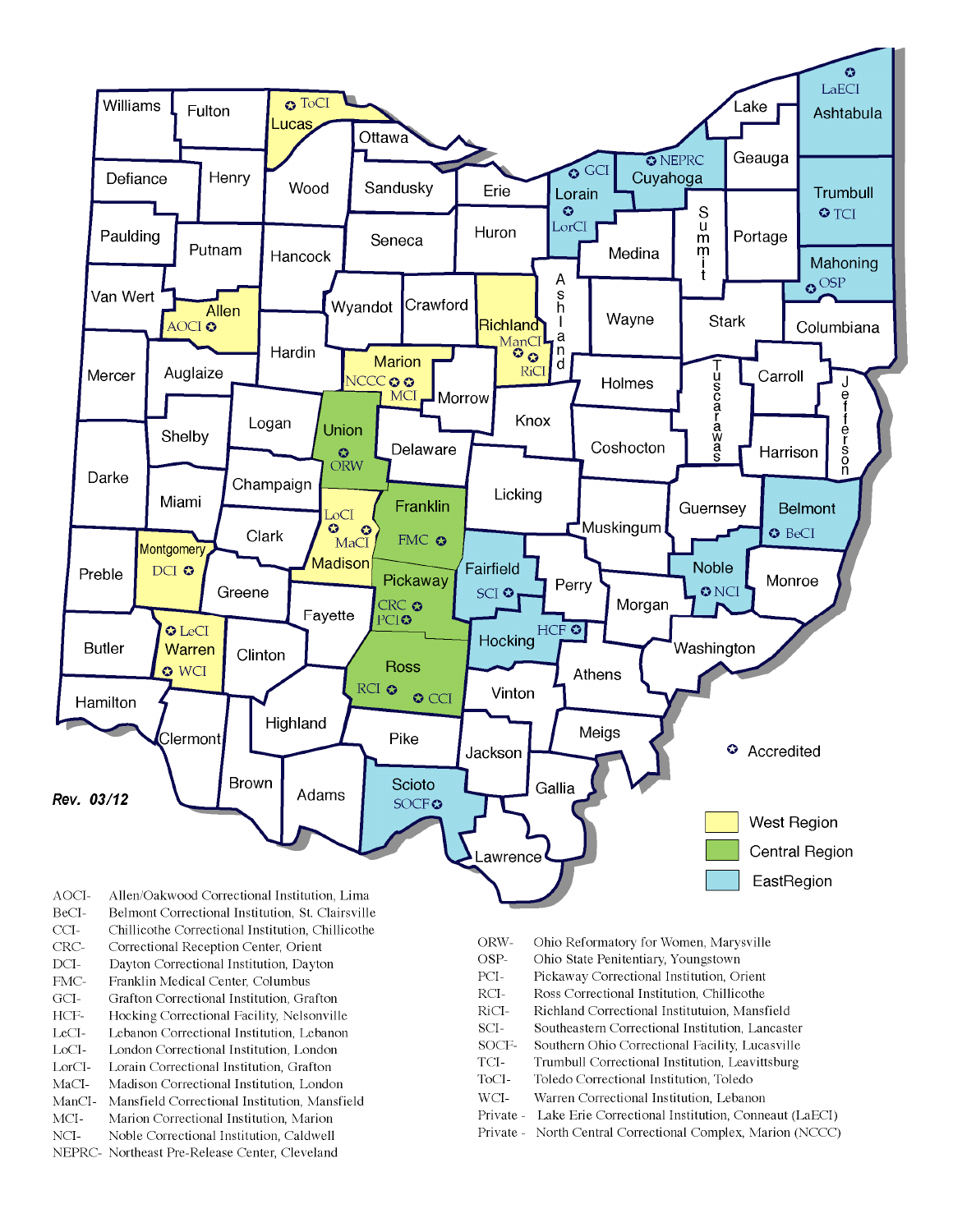Rev. 03/12

Accredited

West Region

Central Region

EastRegion

AOCI- Allen/Oakwood Correctional Institution, Lima
BeCI- Belmont Correctional Institution, St. Clairsville
CCI- Chillicothe Correctional Institution, Chillicothe
CRC- Correctional Reception Center, Orient
DCI- Dayton Correctional Institution, Dayton
FMC- Franklin Medical Center, Columbus
GCI- Grafton Correctional Institution, Grafton
HCF- Hocking Correctional Facility, Nelsonville
LeCI- Lebanon Correctional Institution, Lebanon
LoCI- London Correctional Institution, London
LorCI- Lorain Correctional Institution, Grafton
MaCI- Madison Correctional Institution, London
ManCI- Mansfield Correctional Institution, Mansfield
MCI- Marion Correctional Institution, Marion
NCI- Noble Correctional Institution, Caldwell
NEPRC- Northeast Pre-Release Center, Cleveland

ORW- Ohio Reformatory for Women, Marysville
OSP- Ohio State Penitentiary, Youngstown
PCI- Pickaway Correctional Institution, Orient
RCI- Ross Correctional Institution, Chillicothe
RiCI- Richland Correctional Institutuion, Mansfield
SCI- Southeastern Correctional Institution, Lancaster
SOCF- Southern Ohio Correctional Facility, Lucasville
TCI- Trumbull Correctional Institution, Leavittsburg
ToCI- Toledo Correctional Institution, Toledo
WCI- Warren Correctional Institution, Lebanon
Private - Lake Erie Correctional Institution, Conneaut (LaECI)
Private - North Central Correctional Complex, Marion (NCCC)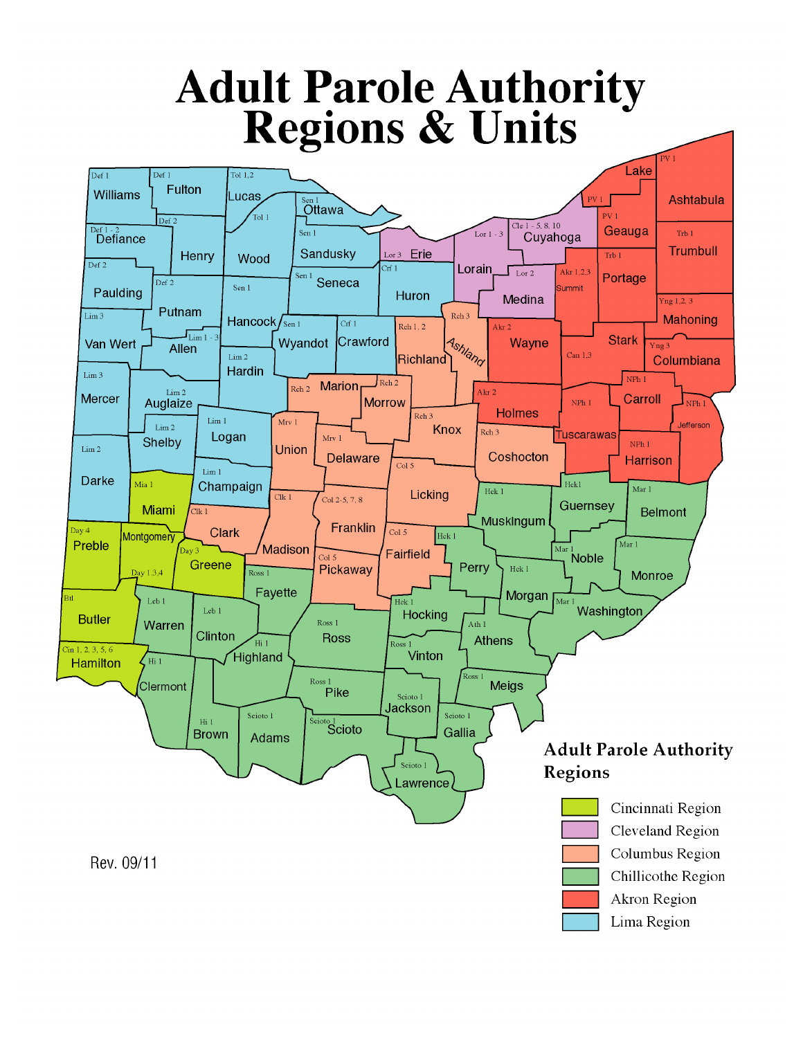# Adult Parole Authority Regions & Units

Def 1 Williams
Def 1 Fulton
Tol 1,2 Lucas
Sen 1 Ottawa
Def 1 - 2 Defiance
Def 2 Henry
Tol 1 Wood
Sen 1 Sandusky
Lor 3 Erie
Lor 1 - 3 Lorain
Cle 1 - 5, 8, 10 Cuyahoga
PV 1 Lake
PV 1 Geauga
PV 1 Ashtabula
Def 2 Paulding
Def 2 Putnam
Sen 1 Hancock
Sen 1 Seneca
Crf 1 Huron
Lor 2 Medina
Akr 1,2,3 Summit
Trb 1 Portage
Trb 1 Trumbull
Lim 3 Van Wert
Lim 1 - 3 Allen
Sen 1 Wyandot
Crf 1 Crawford
Rch 1, 2 Richland
Rch 3 Ashland
Akr 2 Wayne
Can 1,3 Stark
Yng 1, 2, 3 Mahoning
Yng 3 Columbiana
Lim 3 Mercer
Lim 2 Auglaize
Lim 2 Hardin
Rch 2 Marion
Rch 2 Morrow
Akr 2 Holmes
NPh 1 Carroll
NPh 1 Jefferson
Lim 2 Shelby
Lim 1 Logan
Mrv 1 Union
Mrv 1 Delaware
Rch 3 Knox
Rch 3 Coshocton
NPh 1 Tuscarawas
NPh 1 Harrison
Lim 2 Darke
Mia 1 Miami
Lim 1 Champaign
Col 5 Licking
Hck 1 Muskingum
Hck1 Guernsey
Mar 1 Belmont
Day 4 Preble
Montgomery
Day 1,3,4
Clk 1 Clark
Clk 1 Madison
Col 2-5, 7, 8 Franklin
Col 5 Fairfield
Hck 1 Perry
Mar 1 Noble
Mar 1 Monroe
Day 3 Greene
Ross 1 Fayette
Col 5 Pickaway
Hck 1 Morgan
Mar 1 Washington
Btl Butler
Leb 1 Warren
Leb 1 Clinton
Ross 1 Ross
Hck 1 Hocking
Ath 1 Athens
Cin 1, 2, 3, 5, 6 Hamilton
Hi 1 Clermont
Hi 1 Highland
Ross 1 Vinton
Ross 1 Pike
Ross 1 Meigs
Sciotо 1 Jackson
Hi 1 Brown
Scioto 1 Adams
Scioto 1 Scioto
Scioto 1 Gallia
Scioto 1 Lawrence

## Adult Parole Authority Regions

- Cincinnati Region
- Cleveland Region
- Columbus Region
- Chillicothe Region
- Akron Region
- Lima Region

Rev. 09/11